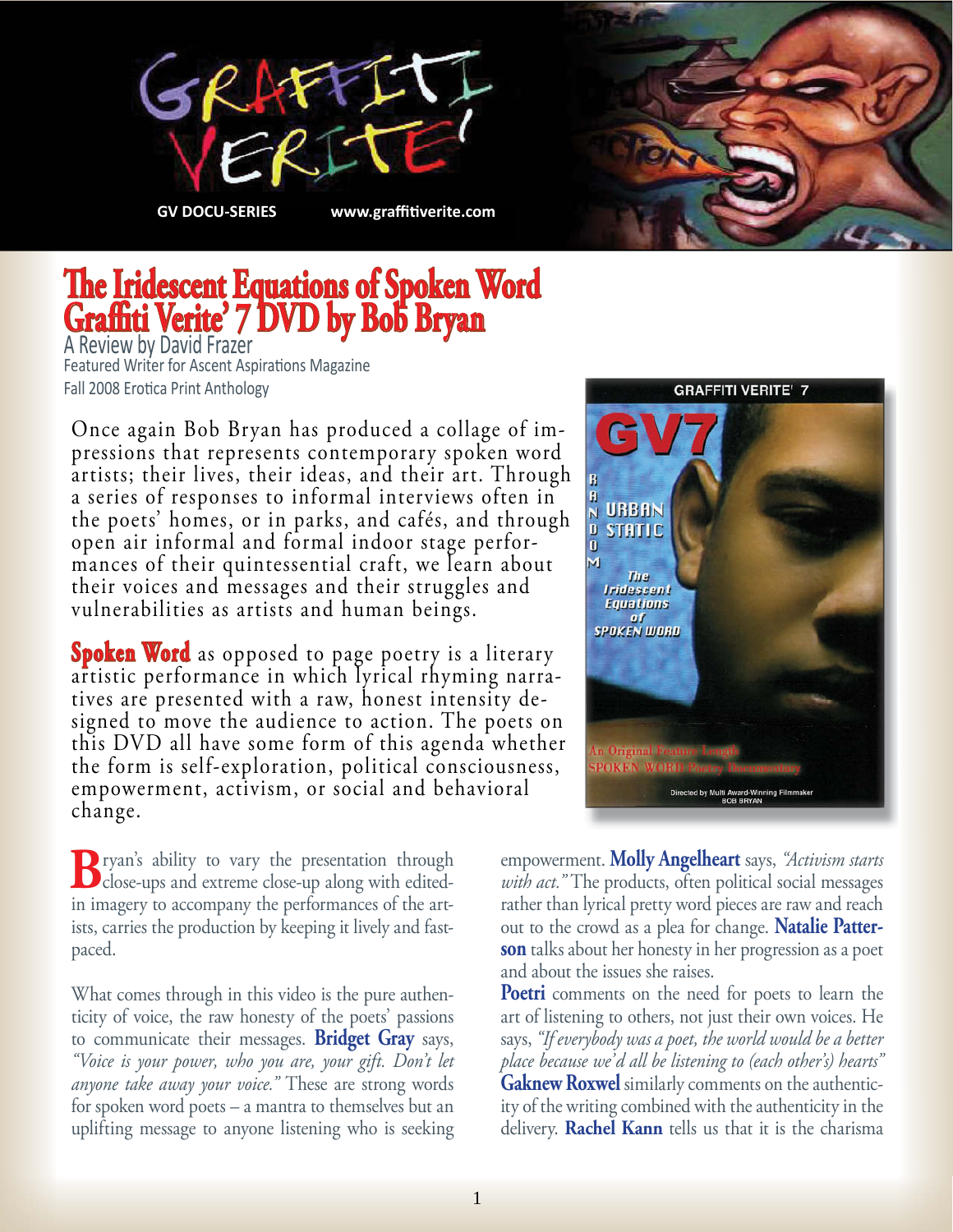GRAFFITI VERITE'

GV DOCU-SERIES www.graffitiverite.com

# The Iridescent Equations of Spoken Word Graffiti Verite' 7 DVD by Bob Bryan

A Review by David Frazer
Featured Writer for Ascent Aspirations Magazine
Fall 2008 Erotica Print Anthology

Once again Bob Bryan has produced a collage of impressions that represents contemporary spoken word artists; their lives, their ideas, and their art. Through a series of responses to informal interviews often in the poets' homes, or in parks, and cafés, and through open air informal and formal indoor stage performances of their quintessential craft, we learn about their voices and messages and their struggles and vulnerabilities as artists and human beings.

**Spoken Word** as opposed to page poetry is a literary artistic performance in which lyrical rhyming narratives are presented with a raw, honest intensity designed to move the audience to action. The poets on this DVD all have some form of this agenda whether the form is self-exploration, political consciousness, empowerment, activism, or social and behavioral change.

GRAFFITI VERITE' 7
GV7
RANDOM URBAN STATIC
The Iridescent Equations of SPOKEN WORD
An Original Feature Length SPOKEN WORD Poetry Documentary
Directed by Multi Award-Winning Filmmaker BOB BRYAN

Bryan's ability to vary the presentation through close-ups and extreme close-up along with edited-in imagery to accompany the performances of the artists, carries the production by keeping it lively and fast-paced.

What comes through in this video is the pure authenticity of voice, the raw honesty of the poets' passions to communicate their messages. **Bridget Gray** says, *"Voice is your power, who you are, your gift. Don't let anyone take away your voice."* These are strong words for spoken word poets – a mantra to themselves but an uplifting message to anyone listening who is seeking empowerment. **Molly Angelheart** says, *"Activism starts with act."* The products, often political social messages rather than lyrical pretty word pieces are raw and reach out to the crowd as a plea for change. **Natalie Patterson** talks about her honesty in her progression as a poet and about the issues she raises.

**Poetri** comments on the need for poets to learn the art of listening to others, not just their own voices. He says, *"If everybody was a poet, the world would be a better place because we'd all be listening to (each other's) hearts"* **Gaknew Roxwel** similarly comments on the authenticity of the writing combined with the authenticity in the delivery. **Rachel Kann** tells us that it is the charisma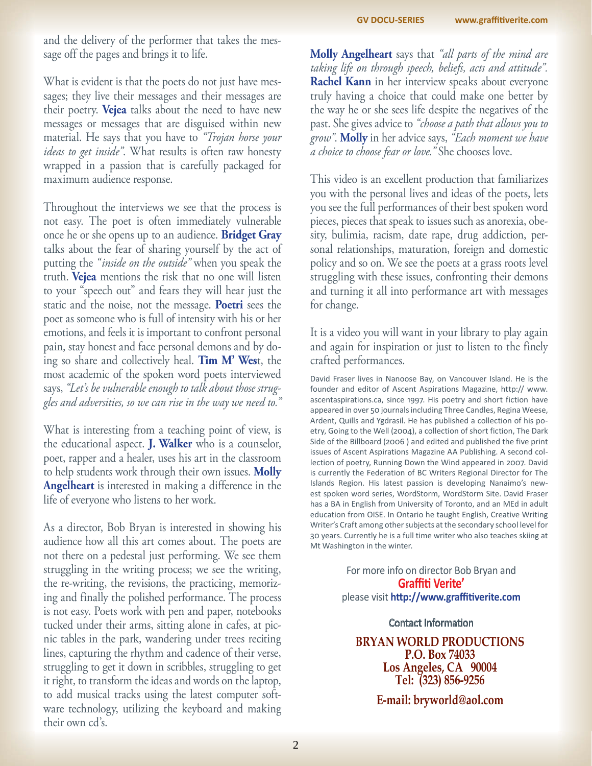and the delivery of the performer that takes the message off the pages and brings it to life.

What is evident is that the poets do not just have messages; they live their messages and their messages are their poetry. **Vejea** talks about the need to have new messages or messages that are disguised within new material. He says that you have to *"Trojan horse your ideas to get inside"*. What results is often raw honesty wrapped in a passion that is carefully packaged for maximum audience response.

Throughout the interviews we see that the process is not easy. The poet is often immediately vulnerable once he or she opens up to an audience. **Bridget Gray** talks about the fear of sharing yourself by the act of putting the *"inside on the outside"* when you speak the truth. **Vejea** mentions the risk that no one will listen to your "speech out" and fears they will hear just the static and the noise, not the message. **Poetri** sees the poet as someone who is full of intensity with his or her emotions, and feels it is important to confront personal pain, stay honest and face personal demons and by doing so share and collectively heal. **Tim M' Wes**t, the most academic of the spoken word poets interviewed says, *"Let's be vulnerable enough to talk about those struggles and adversities, so we can rise in the way we need to."*

What is interesting from a teaching point of view, is the educational aspect. **J. Walker** who is a counselor, poet, rapper and a healer, uses his art in the classroom to help students work through their own issues. **Molly Angelheart** is interested in making a difference in the life of everyone who listens to her work.

As a director, Bob Bryan is interested in showing his audience how all this art comes about. The poets are not there on a pedestal just performing. We see them struggling in the writing process; we see the writing, the re-writing, the revisions, the practicing, memorizing and finally the polished performance. The process is not easy. Poets work with pen and paper, notebooks tucked under their arms, sitting alone in cafes, at picnic tables in the park, wandering under trees reciting lines, capturing the rhythm and cadence of their verse, struggling to get it down in scribbles, struggling to get it right, to transform the ideas and words on the laptop, to add musical tracks using the latest computer software technology, utilizing the keyboard and making their own cd's.

**Molly Angelheart** says that *"all parts of the mind are taking life on through speech, beliefs, acts and attitude"*. **Rachel Kann** in her interview speaks about everyone truly having a choice that could make one better by the way he or she sees life despite the negatives of the past. She gives advice to *"choose a path that allows you to grow"*. **Molly** in her advice says, *"Each moment we have a choice to choose fear or love."* She chooses love.

This video is an excellent production that familiarizes you with the personal lives and ideas of the poets, lets you see the full performances of their best spoken word pieces, pieces that speak to issues such as anorexia, obesity, bulimia, racism, date rape, drug addiction, personal relationships, maturation, foreign and domestic policy and so on. We see the poets at a grass roots level struggling with these issues, confronting their demons and turning it all into performance art with messages for change.

It is a video you will want in your library to play again and again for inspiration or just to listen to the finely crafted performances.

David Fraser lives in Nanoose Bay, on Vancouver Island. He is the founder and editor of Ascent Aspirations Magazine, http:// www.ascentaspirations.ca, since 1997. His poetry and short fiction have appeared in over 50 journals including Three Candles, Regina Weese, Ardent, Quills and Ygdrasil. He has published a collection of his poetry, Going to the Well (2004), a collection of short fiction, The Dark Side of the Billboard (2006 ) and edited and published the five print issues of Ascent Aspirations Magazine AA Publishing. A second collection of poetry, Running Down the Wind appeared in 2007. David is currently the Federation of BC Writers Regional Director for The Islands Region. His latest passion is developing Nanaimo's newest spoken word series, WordStorm, WordStorm Site. David Fraser has a BA in English from University of Toronto, and an MEd in adult education from OISE. In Ontario he taught English, Creative Writing Writer's Craft among other subjects at the secondary school level for 30 years. Currently he is a full time writer who also teaches skiing at Mt Washington in the winter.

For more info on director Bob Bryan and
**Graffiti Verite'**
please visit **http://www.graffitiverite.com**

Contact Information

**BRYAN WORLD PRODUCTIONS**
**P.O. Box 74033**
**Los Angeles, CA 90004**
**Tel: (323) 856-9256**

**E-mail: bryworld@aol.com**